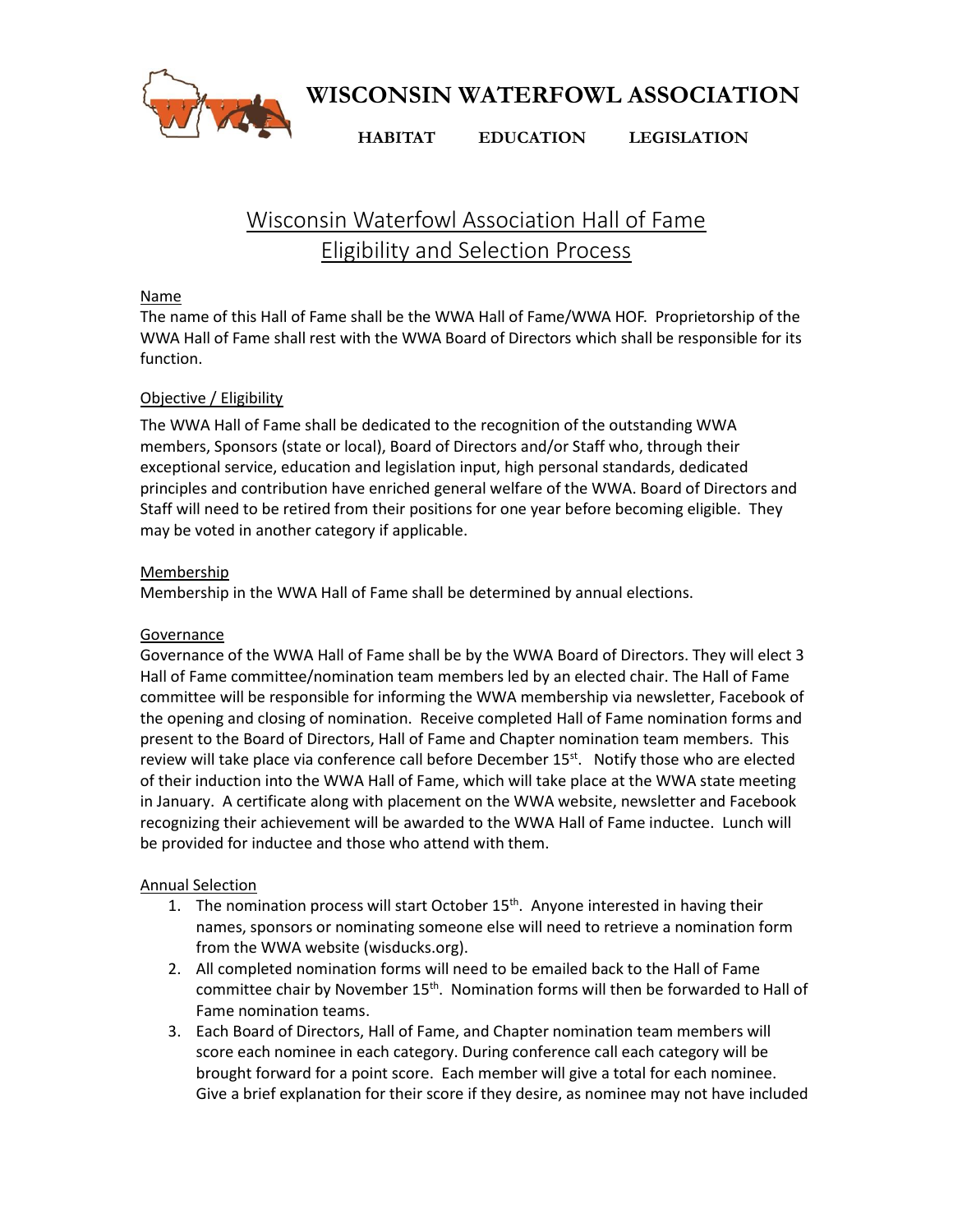# WISCONSIN WATERFOWL ASSOCIATION

**HABITAT EDUCATION LEGISLATION**

## Wisconsin Waterfowl Association Hall of Fame
## Eligibility and Selection Process

### Name

The name of this Hall of Fame shall be the WWA Hall of Fame/WWA HOF. Proprietorship of the WWA Hall of Fame shall rest with the WWA Board of Directors which shall be responsible for its function.

### Objective / Eligibility

The WWA Hall of Fame shall be dedicated to the recognition of the outstanding WWA members, Sponsors (state or local), Board of Directors and/or Staff who, through their exceptional service, education and legislation input, high personal standards, dedicated principles and contribution have enriched general welfare of the WWA. Board of Directors and Staff will need to be retired from their positions for one year before becoming eligible. They may be voted in another category if applicable.

### Membership

Membership in the WWA Hall of Fame shall be determined by annual elections.

### Governance

Governance of the WWA Hall of Fame shall be by the WWA Board of Directors. They will elect 3 Hall of Fame committee/nomination team members led by an elected chair. The Hall of Fame committee will be responsible for informing the WWA membership via newsletter, Facebook of the opening and closing of nomination. Receive completed Hall of Fame nomination forms and present to the Board of Directors, Hall of Fame and Chapter nomination team members. This review will take place via conference call before December 15th. Notify those who are elected of their induction into the WWA Hall of Fame, which will take place at the WWA state meeting in January. A certificate along with placement on the WWA website, newsletter and Facebook recognizing their achievement will be awarded to the WWA Hall of Fame inductee. Lunch will be provided for inductee and those who attend with them.

### Annual Selection

1. The nomination process will start October 15th. Anyone interested in having their names, sponsors or nominating someone else will need to retrieve a nomination form from the WWA website (wisducks.org).
2. All completed nomination forms will need to be emailed back to the Hall of Fame committee chair by November 15th. Nomination forms will then be forwarded to Hall of Fame nomination teams.
3. Each Board of Directors, Hall of Fame, and Chapter nomination team members will score each nominee in each category. During conference call each category will be brought forward for a point score. Each member will give a total for each nominee. Give a brief explanation for their score if they desire, as nominee may not have included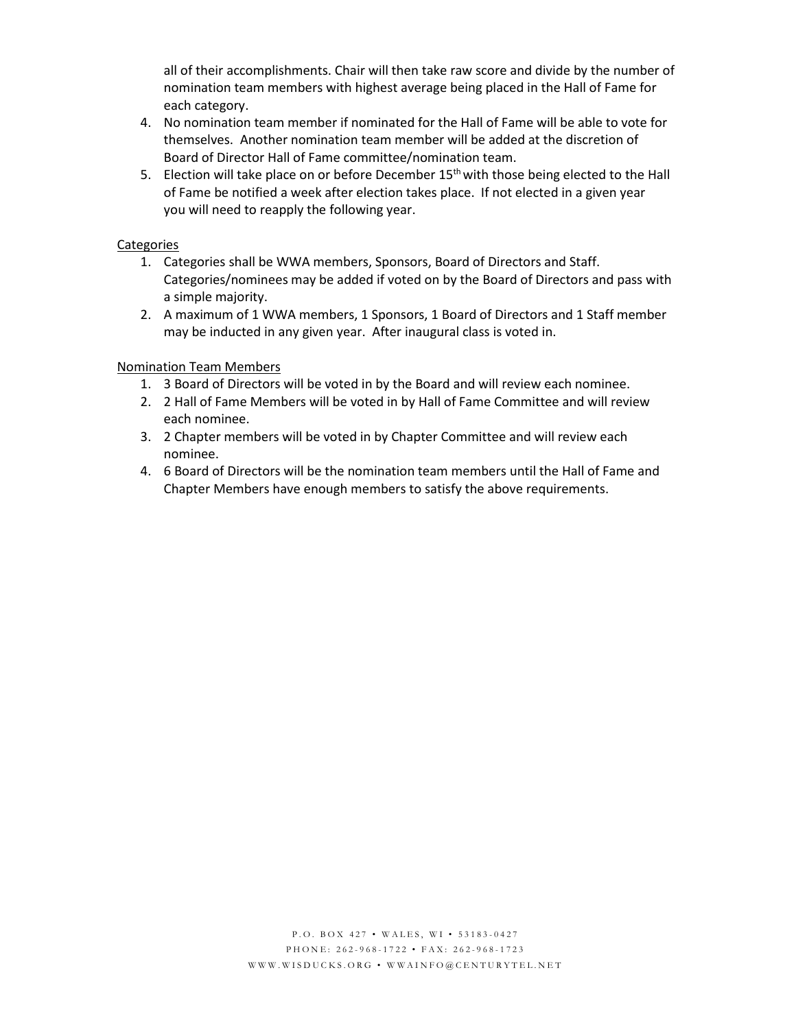all of their accomplishments. Chair will then take raw score and divide by the number of nomination team members with highest average being placed in the Hall of Fame for each category.

4. No nomination team member if nominated for the Hall of Fame will be able to vote for themselves. Another nomination team member will be added at the discretion of Board of Director Hall of Fame committee/nomination team.
5. Election will take place on or before December 15th with those being elected to the Hall of Fame be notified a week after election takes place. If not elected in a given year you will need to reapply the following year.

Categories

1. Categories shall be WWA members, Sponsors, Board of Directors and Staff. Categories/nominees may be added if voted on by the Board of Directors and pass with a simple majority.
2. A maximum of 1 WWA members, 1 Sponsors, 1 Board of Directors and 1 Staff member may be inducted in any given year. After inaugural class is voted in.

Nomination Team Members

1. 3 Board of Directors will be voted in by the Board and will review each nominee.
2. 2 Hall of Fame Members will be voted in by Hall of Fame Committee and will review each nominee.
3. 2 Chapter members will be voted in by Chapter Committee and will review each nominee.
4. 6 Board of Directors will be the nomination team members until the Hall of Fame and Chapter Members have enough members to satisfy the above requirements.

P.O. BOX 427 • WALES, WI • 53183-0427
PHONE: 262-968-1722 • FAX: 262-968-1723
WWW.WISDUCKS.ORG • WWAINFO@CENTURYTEL.NET